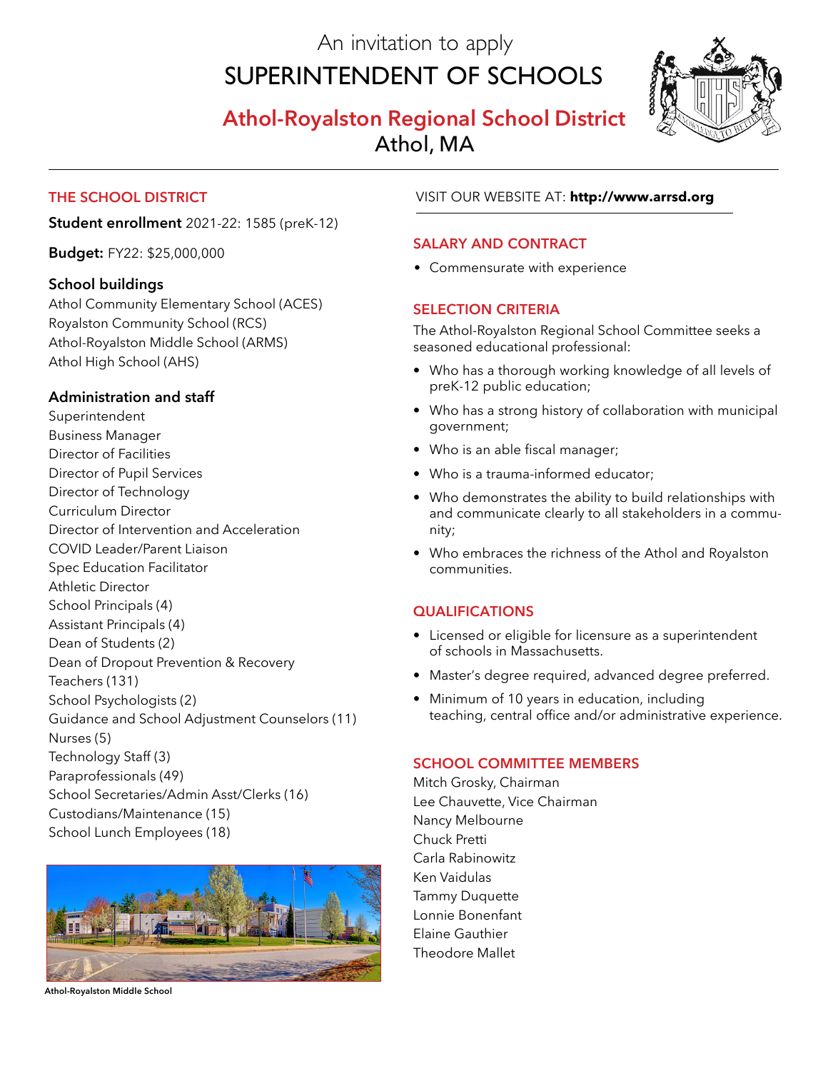An invitation to apply

# SUPERINTENDENT OF SCHOOLS

## Athol-Royalston Regional School District

Athol, MA

## THE SCHOOL DISTRICT

**Student enrollment** 2021-22: 1585 (preK-12)

**Budget:** FY22: $25,000,000

### School buildings

Athol Community Elementary School (ACES)
Royalston Community School (RCS)
Athol-Royalston Middle School (ARMS)
Athol High School (AHS)

### Administration and staff

Superintendent
Business Manager
Director of Facilities
Director of Pupil Services
Director of Technology
Curriculum Director
Director of Intervention and Acceleration
COVID Leader/Parent Liaison
Spec Education Facilitator
Athletic Director
School Principals (4)
Assistant Principals (4)
Dean of Students (2)
Dean of Dropout Prevention & Recovery
Teachers (131)
School Psychologists (2)
Guidance and School Adjustment Counselors (11)
Nurses (5)
Technology Staff (3)
Paraprofessionals (49)
School Secretaries/Admin Asst/Clerks (16)
Custodians/Maintenance (15)
School Lunch Employees (18)

Athol-Royalston Middle School

VISIT OUR WEBSITE AT: **http://www.arrsd.org**

## SALARY AND CONTRACT

- Commensurate with experience

## SELECTION CRITERIA

The Athol-Royalston Regional School Committee seeks a seasoned educational professional:

- Who has a thorough working knowledge of all levels of preK-12 public education;
- Who has a strong history of collaboration with municipal government;
- Who is an able fiscal manager;
- Who is a trauma-informed educator;
- Who demonstrates the ability to build relationships with and communicate clearly to all stakeholders in a community;
- Who embraces the richness of the Athol and Royalston communities.

## QUALIFICATIONS

- Licensed or eligible for licensure as a superintendent of schools in Massachusetts.
- Master's degree required, advanced degree preferred.
- Minimum of 10 years in education, including teaching, central office and/or administrative experience.

## SCHOOL COMMITTEE MEMBERS

Mitch Grosky, Chairman
Lee Chauvette, Vice Chairman
Nancy Melbourne
Chuck Pretti
Carla Rabinowitz
Ken Vaidulas
Tammy Duquette
Lonnie Bonenfant
Elaine Gauthier
Theodore Mallet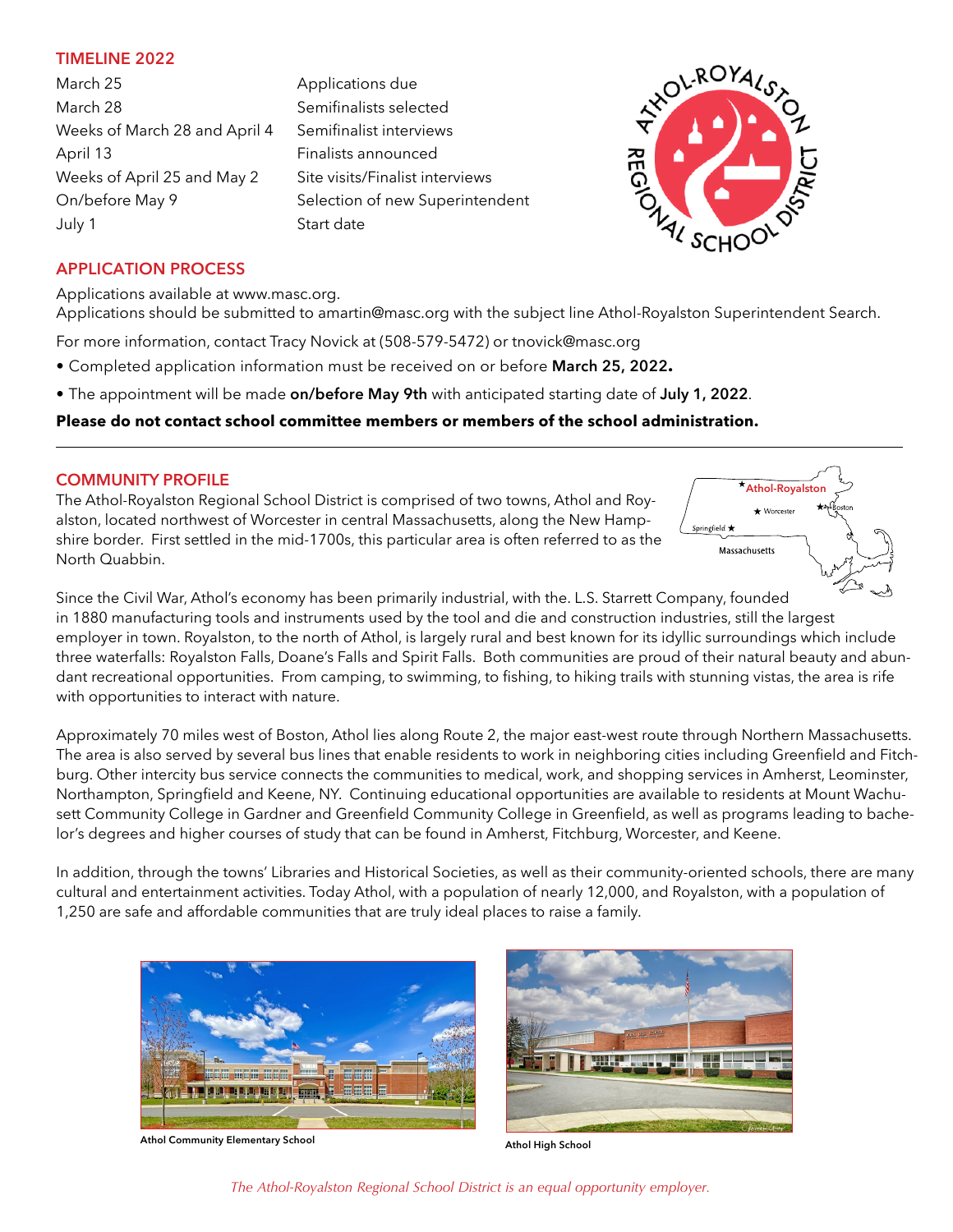## TIMELINE 2022

| | |
|---|---|
| March 25 | Applications due |
| March 28 | Semifinalists selected |
| Weeks of March 28 and April 4 | Semifinalist interviews |
| April 13 | Finalists announced |
| Weeks of April 25 and May 2 | Site visits/Finalist interviews |
| On/before May 9 | Selection of new Superintendent |
| July 1 | Start date |

## APPLICATION PROCESS

Applications available at www.masc.org.
Applications should be submitted to amartin@masc.org with the subject line Athol-Royalston Superintendent Search.

For more information, contact Tracy Novick at (508-579-5472) or tnovick@masc.org

- Completed application information must be received on or before **March 25, 2022.**
- The appointment will be made **on/before May 9th** with anticipated starting date of **July 1, 2022**.

**Please do not contact school committee members or members of the school administration.**

---

## COMMUNITY PROFILE

The Athol-Royalston Regional School District is comprised of two towns, Athol and Royalston, located northwest of Worcester in central Massachusetts, along the New Hampshire border. First settled in the mid-1700s, this particular area is often referred to as the North Quabbin.

Since the Civil War, Athol's economy has been primarily industrial, with the. L.S. Starrett Company, founded in 1880 manufacturing tools and instruments used by the tool and die and construction industries, still the largest employer in town. Royalston, to the north of Athol, is largely rural and best known for its idyllic surroundings which include three waterfalls: Royalston Falls, Doane's Falls and Spirit Falls. Both communities are proud of their natural beauty and abundant recreational opportunities. From camping, to swimming, to fishing, to hiking trails with stunning vistas, the area is rife with opportunities to interact with nature.

Approximately 70 miles west of Boston, Athol lies along Route 2, the major east-west route through Northern Massachusetts. The area is also served by several bus lines that enable residents to work in neighboring cities including Greenfield and Fitchburg. Other intercity bus service connects the communities to medical, work, and shopping services in Amherst, Leominster, Northampton, Springfield and Keene, NY. Continuing educational opportunities are available to residents at Mount Wachusett Community College in Gardner and Greenfield Community College in Greenfield, as well as programs leading to bachelor's degrees and higher courses of study that can be found in Amherst, Fitchburg, Worcester, and Keene.

In addition, through the towns' Libraries and Historical Societies, as well as their community-oriented schools, there are many cultural and entertainment activities. Today Athol, with a population of nearly 12,000, and Royalston, with a population of 1,250 are safe and affordable communities that are truly ideal places to raise a family.

Athol Community Elementary School

Athol High School

*The Athol-Royalston Regional School District is an equal opportunity employer.*